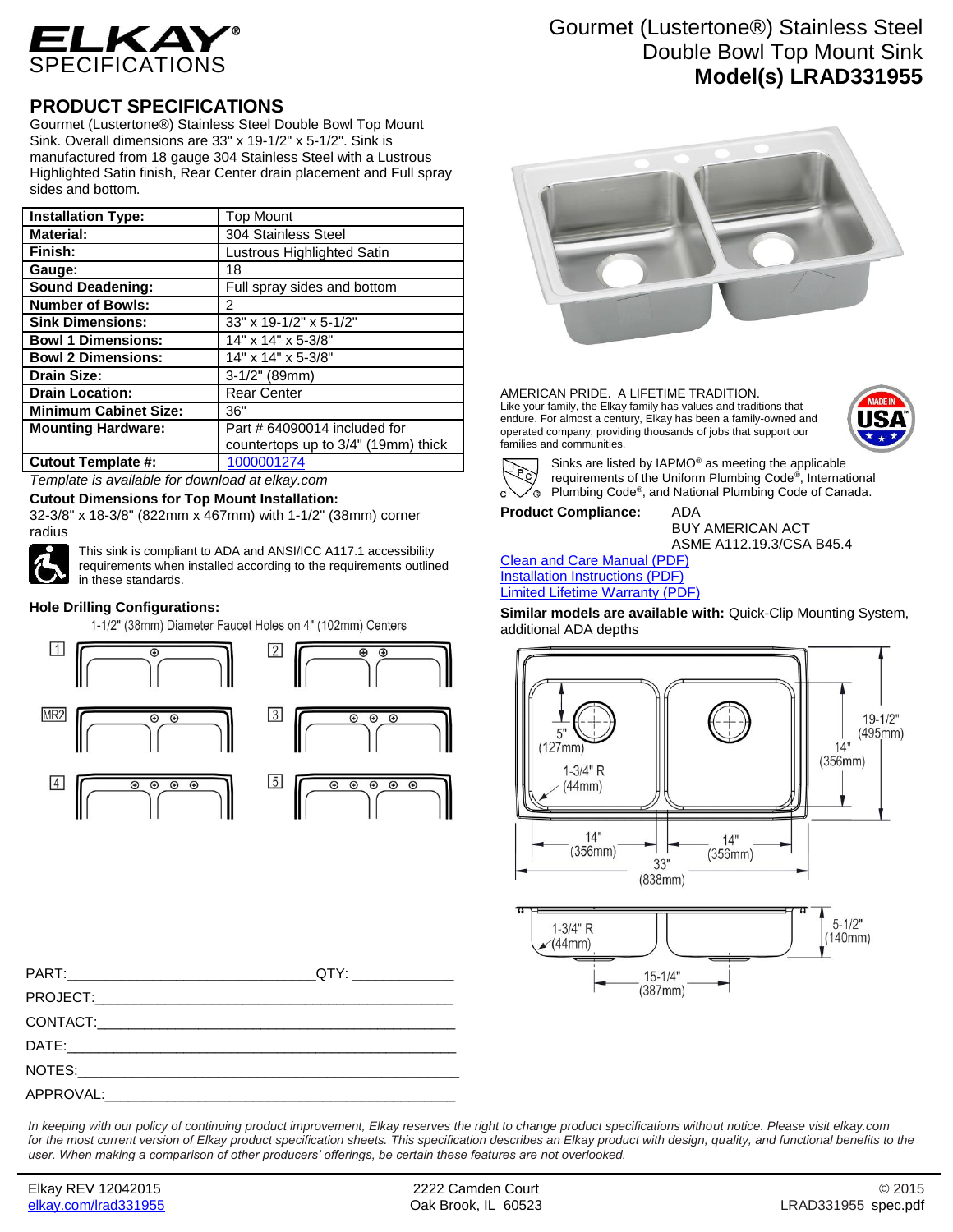# ELKAY SPECIFICATIONS

## Gourmet (Lustertone®) Stainless Steel Double Bowl Top Mount Sink
**Model(s) LRAD331955**

## PRODUCT SPECIFICATIONS

Gourmet (Lustertone®) Stainless Steel Double Bowl Top Mount Sink. Overall dimensions are 33" x 19-1/2" x 5-1/2". Sink is manufactured from 18 gauge 304 Stainless Steel with a Lustrous Highlighted Satin finish, Rear Center drain placement and Full spray sides and bottom.

| | |
|---|---|
| **Installation Type:** | Top Mount |
| **Material:** | 304 Stainless Steel |
| **Finish:** | Lustrous Highlighted Satin |
| **Gauge:** | 18 |
| **Sound Deadening:** | Full spray sides and bottom |
| **Number of Bowls:** | 2 |
| **Sink Dimensions:** | 33" x 19-1/2" x 5-1/2" |
| **Bowl 1 Dimensions:** | 14" x 14" x 5-3/8" |
| **Bowl 2 Dimensions:** | 14" x 14" x 5-3/8" |
| **Drain Size:** | 3-1/2" (89mm) |
| **Drain Location:** | Rear Center |
| **Minimum Cabinet Size:** | 36" |
| **Mounting Hardware:** | Part # 64090014 included for countertops up to 3/4" (19mm) thick |
| **Cutout Template #:** | 1000001274 |

*Template is available for download at elkay.com*

**Cutout Dimensions for Top Mount Installation:**
32-3/8" x 18-3/8" (822mm x 467mm) with 1-1/2" (38mm) corner radius

This sink is compliant to ADA and ANSI/ICC A117.1 accessibility requirements when installed according to the requirements outlined in these standards.

**Hole Drilling Configurations:**

1-1/2" (38mm) Diameter Faucet Holes on 4" (102mm) Centers

1, 2, MR2, 3, 4, 5

AMERICAN PRIDE. A LIFETIME TRADITION.
Like your family, the Elkay family has values and traditions that endure. For almost a century, Elkay has been a family-owned and operated company, providing thousands of jobs that support our families and communities.

Sinks are listed by IAPMO® as meeting the applicable requirements of the Uniform Plumbing Code®, International Plumbing Code®, and National Plumbing Code of Canada.

**Product Compliance:** ADA
BUY AMERICAN ACT
ASME A112.19.3/CSA B45.4

Clean and Care Manual (PDF)
Installation Instructions (PDF)
Limited Lifetime Warranty (PDF)

**Similar models are available with:** Quick-Clip Mounting System, additional ADA depths

5" (127mm)
1-3/4" R (44mm)
19-1/2" (495mm)
14" (356mm)
14" (356mm)
14" (356mm)
33" (838mm)
1-3/4" R (44mm)
5-1/2" (140mm)
15-1/4" (387mm)

PART:_______________________________QTY: ____________
PROJECT:_______________________________________________
CONTACT:_______________________________________________
DATE:__________________________________________________
NOTES:_________________________________________________
APPROVAL:______________________________________________

*In keeping with our policy of continuing product improvement, Elkay reserves the right to change product specifications without notice. Please visit elkay.com for the most current version of Elkay product specification sheets. This specification describes an Elkay product with design, quality, and functional benefits to the user. When making a comparison of other producers' offerings, be certain these features are not overlooked.*

Elkay REV 12042015
elkay.com/lrad331955
2222 Camden Court
Oak Brook, IL 60523
© 2015
LRAD331955_spec.pdf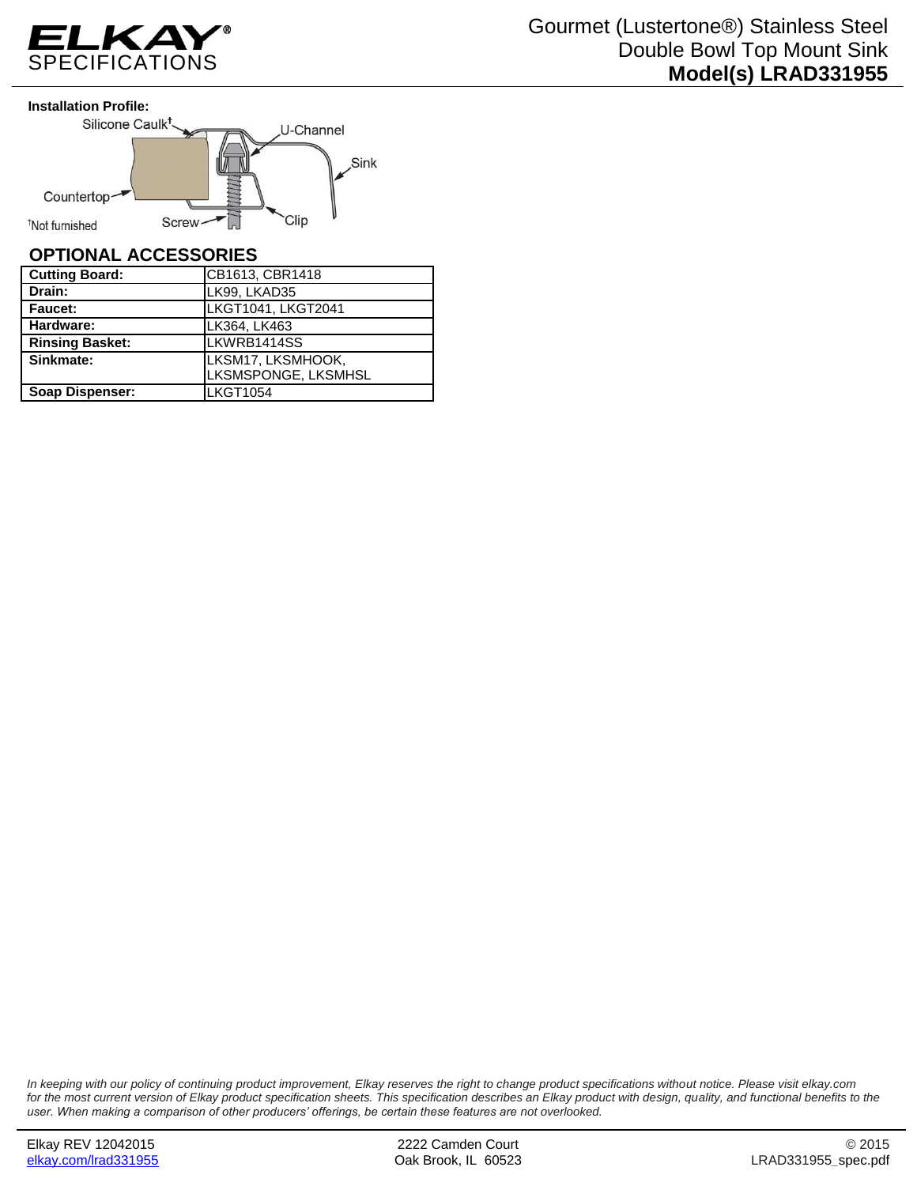**Installation Profile:**

Silicone Caulk[†]

U-Channel

Sink

Countertop

Screw

Clip

[†]Not furnished

## OPTIONAL ACCESSORIES

| | |
|---|---|
| **Cutting Board:** | CB1613, CBR1418 |
| **Drain:** | LK99, LKAD35 |
| **Faucet:** | LKGT1041, LKGT2041 |
| **Hardware:** | LK364, LK463 |
| **Rinsing Basket:** | LKWRB1414SS |
| **Sinkmate:** | LKSM17, LKSMHOOK, LKSMSPONGE, LKSMHSL |
| **Soap Dispenser:** | LKGT1054 |

*In keeping with our policy of continuing product improvement, Elkay reserves the right to change product specifications without notice. Please visit elkay.com for the most current version of Elkay product specification sheets. This specification describes an Elkay product with design, quality, and functional benefits to the user. When making a comparison of other producers' offerings, be certain these features are not overlooked.*

Elkay REV 12042015
elkay.com/lrad331955

2222 Camden Court
Oak Brook, IL 60523

© 2015
LRAD331955_spec.pdf